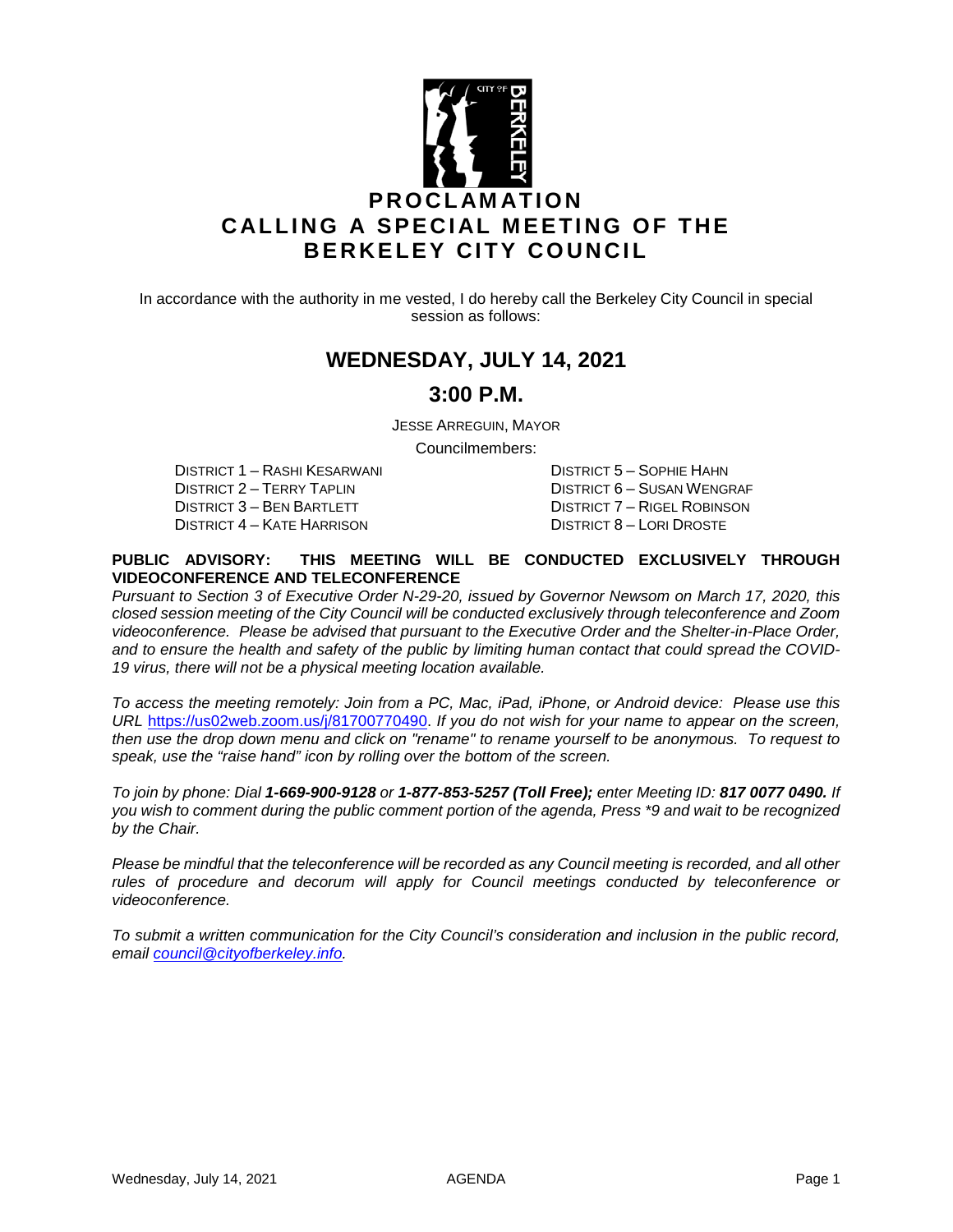# PROCLAMATION
# CALLING A SPECIAL MEETING OF THE BERKELEY CITY COUNCIL

In accordance with the authority in me vested, I do hereby call the Berkeley City Council in special session as follows:

## WEDNESDAY, JULY 14, 2021

## 3:00 P.M.

JESSE ARREGUIN, MAYOR

Councilmembers:

DISTRICT 1 – RASHI KESARWANI
DISTRICT 2 – TERRY TAPLIN
DISTRICT 3 – BEN BARTLETT
DISTRICT 4 – KATE HARRISON
DISTRICT 5 – SOPHIE HAHN
DISTRICT 6 – SUSAN WENGRAF
DISTRICT 7 – RIGEL ROBINSON
DISTRICT 8 – LORI DROSTE

**PUBLIC ADVISORY: THIS MEETING WILL BE CONDUCTED EXCLUSIVELY THROUGH VIDEOCONFERENCE AND TELECONFERENCE**

*Pursuant to Section 3 of Executive Order N-29-20, issued by Governor Newsom on March 17, 2020, this closed session meeting of the City Council will be conducted exclusively through teleconference and Zoom videoconference. Please be advised that pursuant to the Executive Order and the Shelter-in-Place Order, and to ensure the health and safety of the public by limiting human contact that could spread the COVID-19 virus, there will not be a physical meeting location available.*

*To access the meeting remotely: Join from a PC, Mac, iPad, iPhone, or Android device: Please use this URL* https://us02web.zoom.us/j/81700770490. *If you do not wish for your name to appear on the screen, then use the drop down menu and click on "rename" to rename yourself to be anonymous. To request to speak, use the "raise hand" icon by rolling over the bottom of the screen.*

*To join by phone: Dial* ***1-669-900-9128*** *or* ***1-877-853-5257 (Toll Free);*** *enter Meeting ID:* ***817 0077 0490.*** *If you wish to comment during the public comment portion of the agenda, Press \*9 and wait to be recognized by the Chair.*

*Please be mindful that the teleconference will be recorded as any Council meeting is recorded, and all other rules of procedure and decorum will apply for Council meetings conducted by teleconference or videoconference.*

*To submit a written communication for the City Council's consideration and inclusion in the public record, email* *council@cityofberkeley.info.*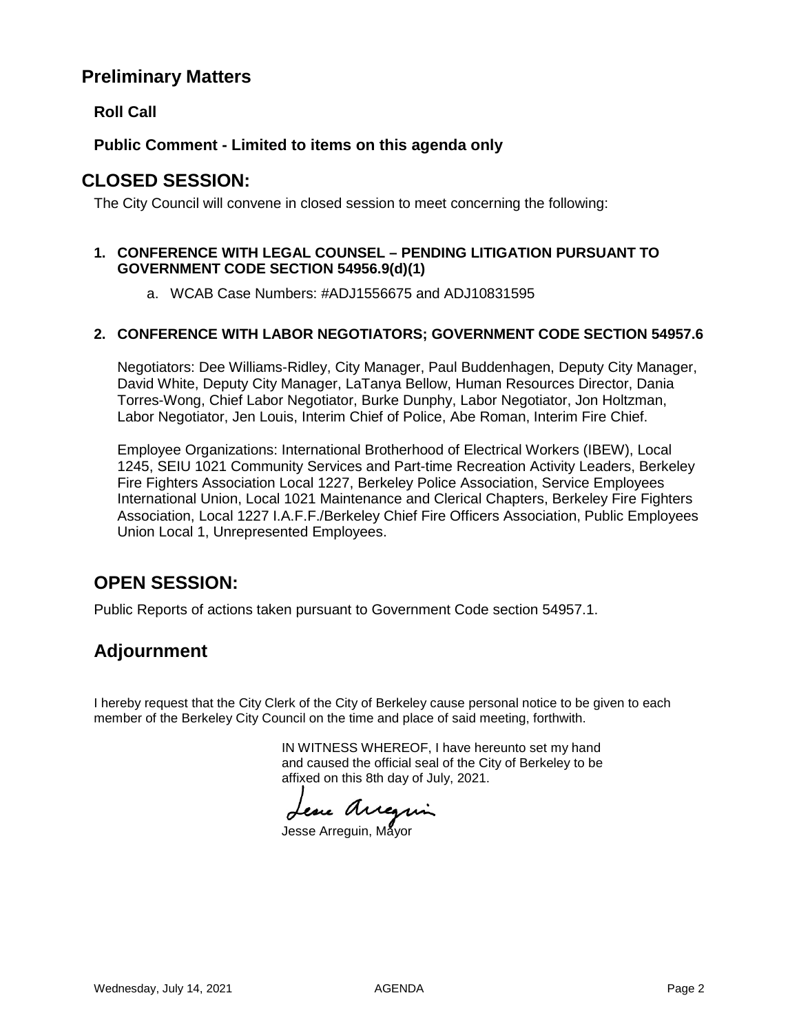## Preliminary Matters

### Roll Call

### Public Comment - Limited to items on this agenda only

## CLOSED SESSION:

The City Council will convene in closed session to meet concerning the following:

**1. CONFERENCE WITH LEGAL COUNSEL – PENDING LITIGATION PURSUANT TO GOVERNMENT CODE SECTION 54956.9(d)(1)**

a. WCAB Case Numbers: #ADJ1556675 and ADJ10831595

**2. CONFERENCE WITH LABOR NEGOTIATORS; GOVERNMENT CODE SECTION 54957.6**

Negotiators: Dee Williams-Ridley, City Manager, Paul Buddenhagen, Deputy City Manager, David White, Deputy City Manager, LaTanya Bellow, Human Resources Director, Dania Torres-Wong, Chief Labor Negotiator, Burke Dunphy, Labor Negotiator, Jon Holtzman, Labor Negotiator, Jen Louis, Interim Chief of Police, Abe Roman, Interim Fire Chief.

Employee Organizations: International Brotherhood of Electrical Workers (IBEW), Local 1245, SEIU 1021 Community Services and Part-time Recreation Activity Leaders, Berkeley Fire Fighters Association Local 1227, Berkeley Police Association, Service Employees International Union, Local 1021 Maintenance and Clerical Chapters, Berkeley Fire Fighters Association, Local 1227 I.A.F.F./Berkeley Chief Fire Officers Association, Public Employees Union Local 1, Unrepresented Employees.

## OPEN SESSION:

Public Reports of actions taken pursuant to Government Code section 54957.1.

## Adjournment

I hereby request that the City Clerk of the City of Berkeley cause personal notice to be given to each member of the Berkeley City Council on the time and place of said meeting, forthwith.

IN WITNESS WHEREOF, I have hereunto set my hand and caused the official seal of the City of Berkeley to be affixed on this 8th day of July, 2021.

Jesse Arreguin, Mayor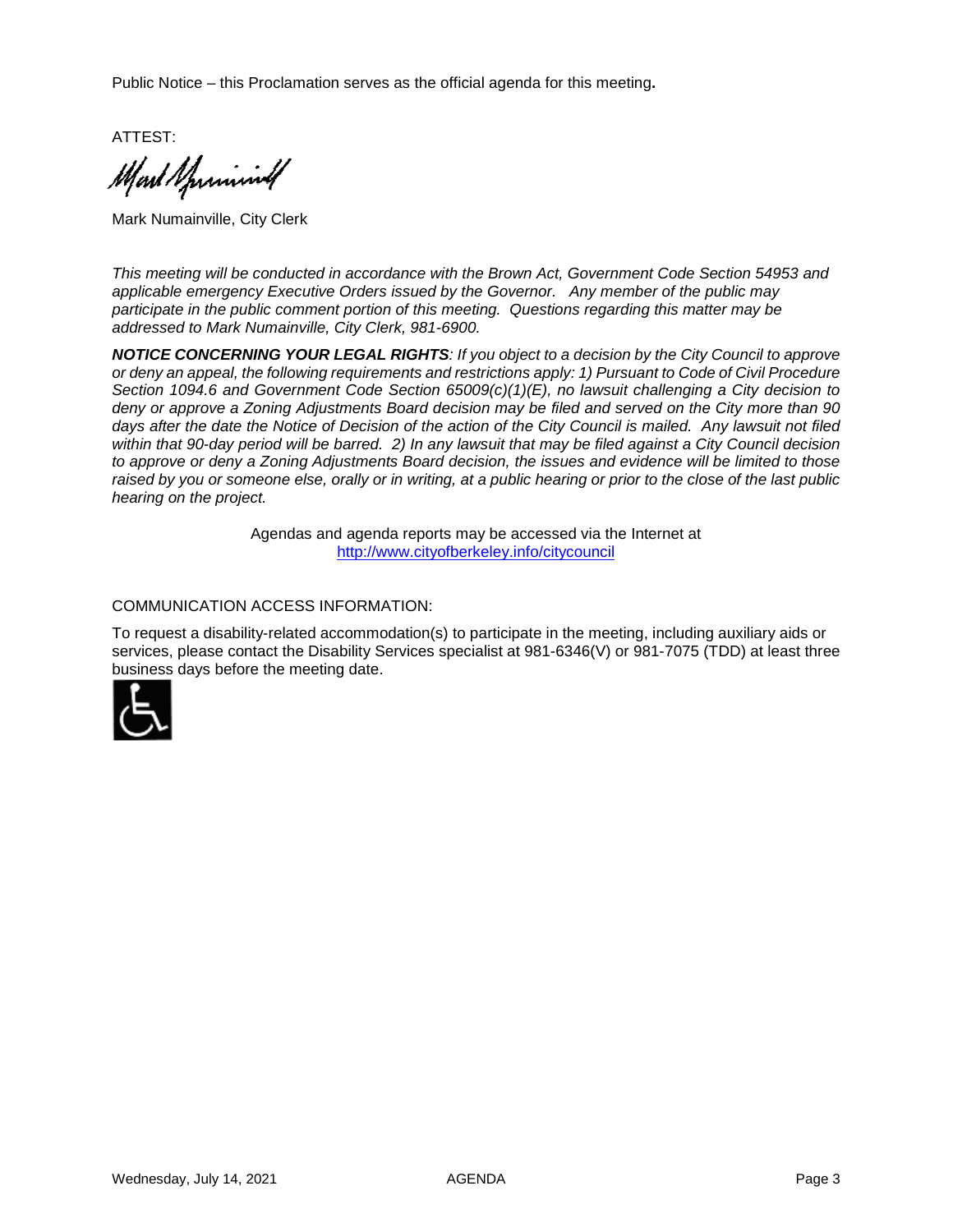Public Notice – this Proclamation serves as the official agenda for this meeting**.**

ATTEST:

Mark Numainville, City Clerk

*This meeting will be conducted in accordance with the Brown Act, Government Code Section 54953 and applicable emergency Executive Orders issued by the Governor. Any member of the public may participate in the public comment portion of this meeting. Questions regarding this matter may be addressed to Mark Numainville, City Clerk, 981-6900.*

***NOTICE CONCERNING YOUR LEGAL RIGHTS**: If you object to a decision by the City Council to approve or deny an appeal, the following requirements and restrictions apply: 1) Pursuant to Code of Civil Procedure Section 1094.6 and Government Code Section 65009(c)(1)(E), no lawsuit challenging a City decision to deny or approve a Zoning Adjustments Board decision may be filed and served on the City more than 90 days after the date the Notice of Decision of the action of the City Council is mailed. Any lawsuit not filed within that 90-day period will be barred. 2) In any lawsuit that may be filed against a City Council decision to approve or deny a Zoning Adjustments Board decision, the issues and evidence will be limited to those raised by you or someone else, orally or in writing, at a public hearing or prior to the close of the last public hearing on the project.*

Agendas and agenda reports may be accessed via the Internet at http://www.cityofberkeley.info/citycouncil

COMMUNICATION ACCESS INFORMATION:

To request a disability-related accommodation(s) to participate in the meeting, including auxiliary aids or services, please contact the Disability Services specialist at 981-6346(V) or 981-7075 (TDD) at least three business days before the meeting date.